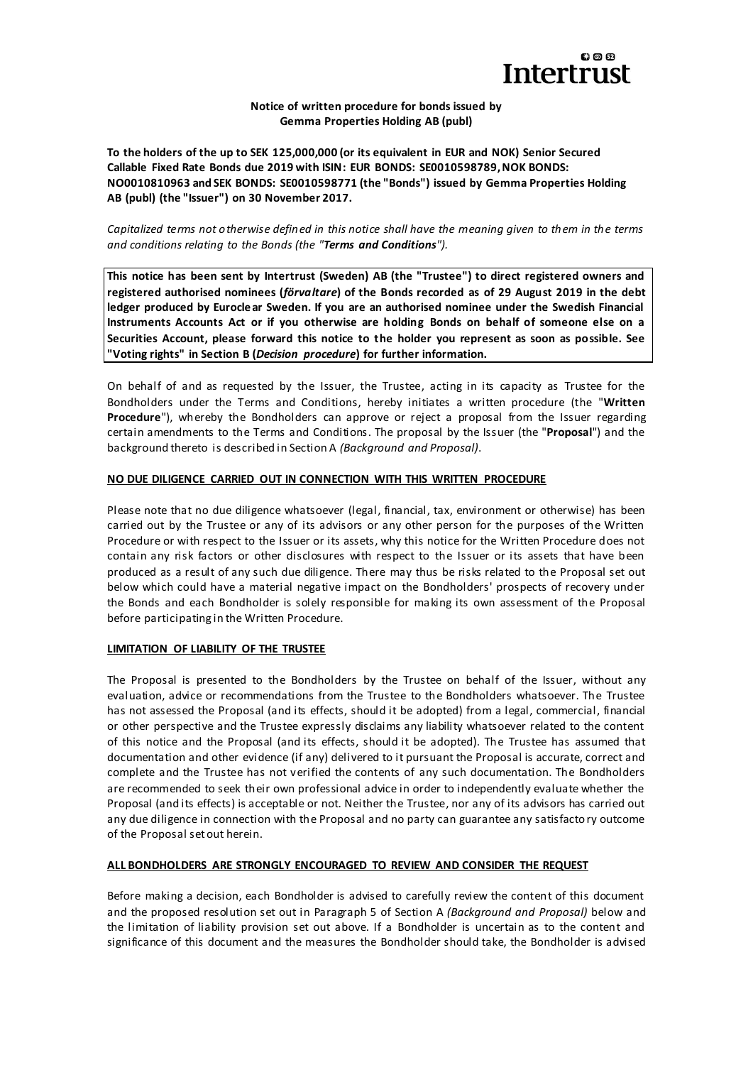**Notice of written procedure for bonds issued by Gemma Properties Holding AB (publ)**

**To the holders of the up to SEK 125,000,000 (or its equivalent in EUR and NOK) Senior Secured Callable Fixed Rate Bonds due 2019 with ISIN: EUR BONDS: SE0010598789, NOK BONDS: NO0010810963 and SEK BONDS: SE0010598771 (the "Bonds") issued by Gemma Properties Holding AB (publ) (the "Issuer") on 30 November 2017.**

*Capitalized terms not otherwise defined in this notice shall have the meaning given to them in the terms and conditions relating to the Bonds (the "**Terms and Conditions**").*

**This notice has been sent by Intertrust (Sweden) AB (the "Trustee") to direct registered owners and registered authorised nominees (*förvaltare*) of the Bonds recorded as of 29 August 2019 in the debt ledger produced by Euroclear Sweden. If you are an authorised nominee under the Swedish Financial Instruments Accounts Act or if you otherwise are holding Bonds on behalf of someone else on a Securities Account, please forward this notice to the holder you represent as soon as possible. See "Voting rights" in Section B (*Decision procedure*) for further information.**

On behalf of and as requested by the Issuer, the Trustee, acting in its capacity as Trustee for the Bondholders under the Terms and Conditions, hereby initiates a written procedure (the "**Written Procedure**"), whereby the Bondholders can approve or reject a proposal from the Issuer regarding certain amendments to the Terms and Conditions. The proposal by the Issuer (the "**Proposal**") and the background thereto is described in Section A *(Background and Proposal)*.

**NO DUE DILIGENCE CARRIED OUT IN CONNECTION WITH THIS WRITTEN PROCEDURE**

Please note that no due diligence whatsoever (legal, financial, tax, environment or otherwise) has been carried out by the Trustee or any of its advisors or any other person for the purposes of the Written Procedure or with respect to the Issuer or its assets, why this notice for the Written Procedure does not contain any risk factors or other disclosures with respect to the Issuer or its assets that have been produced as a result of any such due diligence. There may thus be risks related to the Proposal set out below which could have a material negative impact on the Bondholders' prospects of recovery under the Bonds and each Bondholder is solely responsible for making its own assessment of the Proposal before participating in the Written Procedure.

**LIMITATION OF LIABILITY OF THE TRUSTEE**

The Proposal is presented to the Bondholders by the Trustee on behalf of the Issuer, without any evaluation, advice or recommendations from the Trustee to the Bondholders whatsoever. The Trustee has not assessed the Proposal (and its effects, should it be adopted) from a legal, commercial, financial or other perspective and the Trustee expressly disclaims any liability whatsoever related to the content of this notice and the Proposal (and its effects, should it be adopted). The Trustee has assumed that documentation and other evidence (if any) delivered to it pursuant the Proposal is accurate, correct and complete and the Trustee has not verified the contents of any such documentation. The Bondholders are recommended to seek their own professional advice in order to independently evaluate whether the Proposal (and its effects) is acceptable or not. Neither the Trustee, nor any of its advisors has carried out any due diligence in connection with the Proposal and no party can guarantee any satisfactory outcome of the Proposal set out herein.

**ALL BONDHOLDERS ARE STRONGLY ENCOURAGED TO REVIEW AND CONSIDER THE REQUEST**

Before making a decision, each Bondholder is advised to carefully review the content of this document and the proposed resolution set out in Paragraph 5 of Section A *(Background and Proposal)* below and the limitation of liability provision set out above. If a Bondholder is uncertain as to the content and significance of this document and the measures the Bondholder should take, the Bondholder is advised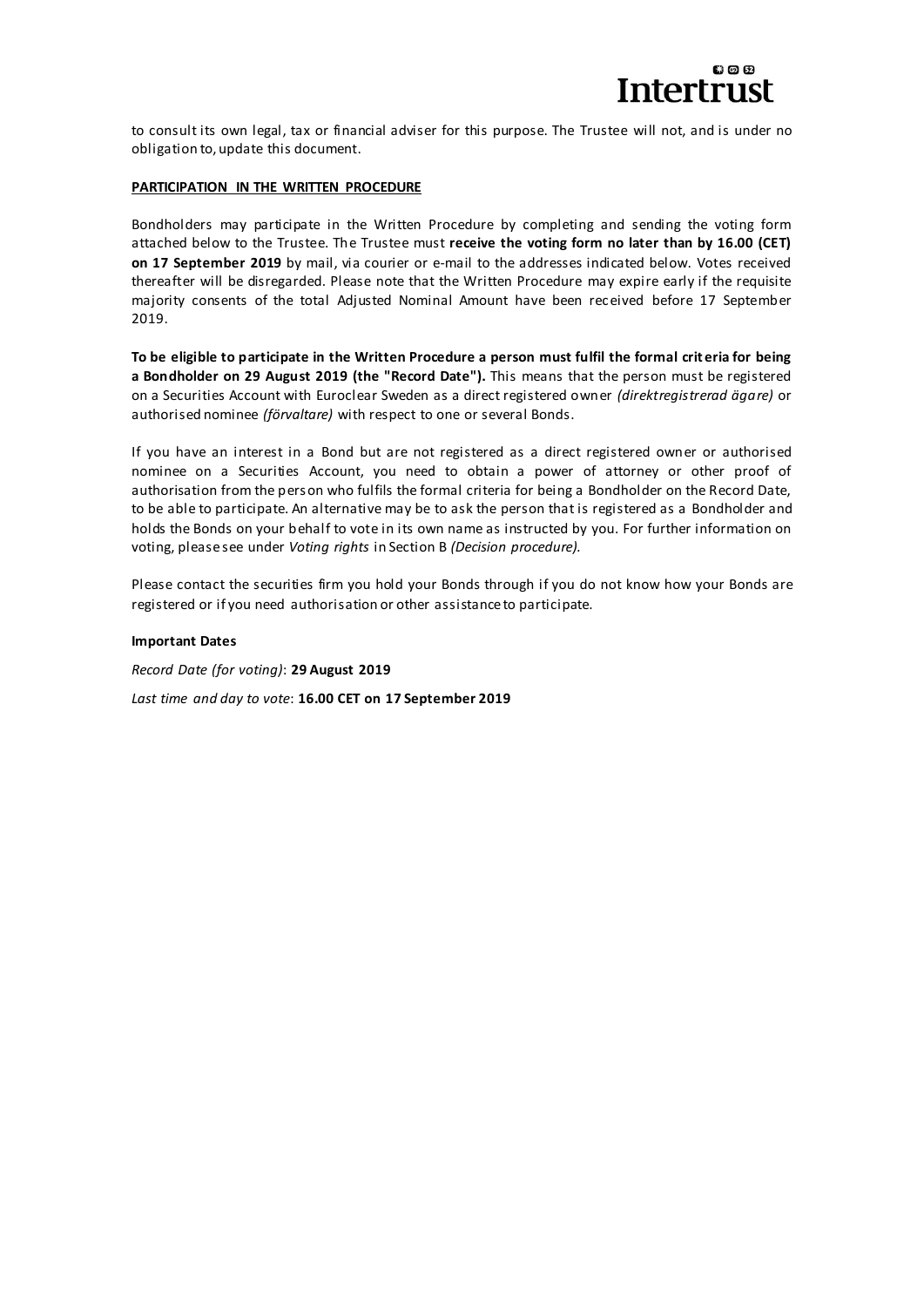to consult its own legal, tax or financial adviser for this purpose. The Trustee will not, and is under no obligation to, update this document.

**PARTICIPATION IN THE WRITTEN PROCEDURE**

Bondholders may participate in the Written Procedure by completing and sending the voting form attached below to the Trustee. The Trustee must **receive the voting form no later than by 16.00 (CET) on 17 September 2019** by mail, via courier or e-mail to the addresses indicated below. Votes received thereafter will be disregarded. Please note that the Written Procedure may expire early if the requisite majority consents of the total Adjusted Nominal Amount have been received before 17 September 2019.

**To be eligible to participate in the Written Procedure a person must fulfil the formal criteria for being a Bondholder on 29 August 2019 (the "Record Date").** This means that the person must be registered on a Securities Account with Euroclear Sweden as a direct registered owner *(direktregistrerad ägare)* or authorised nominee *(förvaltare)* with respect to one or several Bonds.

If you have an interest in a Bond but are not registered as a direct registered owner or authorised nominee on a Securities Account, you need to obtain a power of attorney or other proof of authorisation from the person who fulfils the formal criteria for being a Bondholder on the Record Date, to be able to participate. An alternative may be to ask the person that is registered as a Bondholder and holds the Bonds on your behalf to vote in its own name as instructed by you. For further information on voting, please see under *Voting rights* in Section B *(Decision procedure).*

Please contact the securities firm you hold your Bonds through if you do not know how your Bonds are registered or if you need authorisation or other assistance to participate.

**Important Dates**

*Record Date (for voting)*: **29 August 2019**

*Last time and day to vote*: **16.00 CET on 17 September 2019**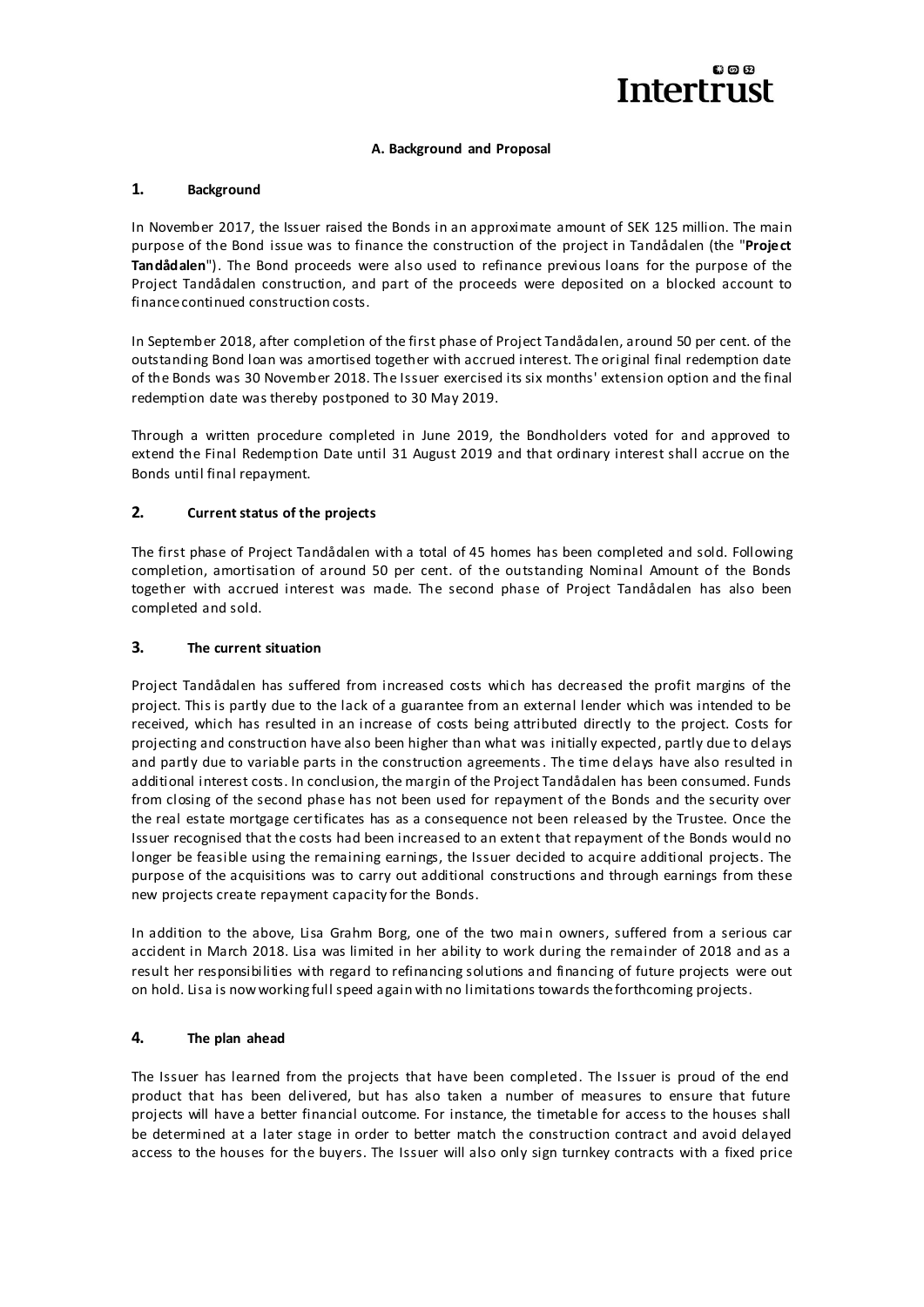## A. Background and Proposal

### 1. Background

In November 2017, the Issuer raised the Bonds in an approximate amount of SEK 125 million. The main purpose of the Bond issue was to finance the construction of the project in Tandådalen (the "**Project Tandådalen**"). The Bond proceeds were also used to refinance previous loans for the purpose of the Project Tandådalen construction, and part of the proceeds were deposited on a blocked account to finance continued construction costs.

In September 2018, after completion of the first phase of Project Tandådalen, around 50 per cent. of the outstanding Bond loan was amortised together with accrued interest. The original final redemption date of the Bonds was 30 November 2018. The Issuer exercised its six months' extension option and the final redemption date was thereby postponed to 30 May 2019.

Through a written procedure completed in June 2019, the Bondholders voted for and approved to extend the Final Redemption Date until 31 August 2019 and that ordinary interest shall accrue on the Bonds until final repayment.

### 2. Current status of the projects

The first phase of Project Tandådalen with a total of 45 homes has been completed and sold. Following completion, amortisation of around 50 per cent. of the outstanding Nominal Amount of the Bonds together with accrued interest was made. The second phase of Project Tandådalen has also been completed and sold.

### 3. The current situation

Project Tandådalen has suffered from increased costs which has decreased the profit margins of the project. This is partly due to the lack of a guarantee from an external lender which was intended to be received, which has resulted in an increase of costs being attributed directly to the project. Costs for projecting and construction have also been higher than what was initially expected, partly due to delays and partly due to variable parts in the construction agreements. The time delays have also resulted in additional interest costs. In conclusion, the margin of the Project Tandådalen has been consumed. Funds from closing of the second phase has not been used for repayment of the Bonds and the security over the real estate mortgage certificates has as a consequence not been released by the Trustee. Once the Issuer recognised that the costs had been increased to an extent that repayment of the Bonds would no longer be feasible using the remaining earnings, the Issuer decided to acquire additional projects. The purpose of the acquisitions was to carry out additional constructions and through earnings from these new projects create repayment capacity for the Bonds.

In addition to the above, Lisa Grahm Borg, one of the two main owners, suffered from a serious car accident in March 2018. Lisa was limited in her ability to work during the remainder of 2018 and as a result her responsibilities with regard to refinancing solutions and financing of future projects were out on hold. Lisa is now working full speed again with no limitations towards the forthcoming projects.

### 4. The plan ahead

The Issuer has learned from the projects that have been completed. The Issuer is proud of the end product that has been delivered, but has also taken a number of measures to ensure that future projects will have a better financial outcome. For instance, the timetable for access to the houses shall be determined at a later stage in order to better match the construction contract and avoid delayed access to the houses for the buyers. The Issuer will also only sign turnkey contracts with a fixed price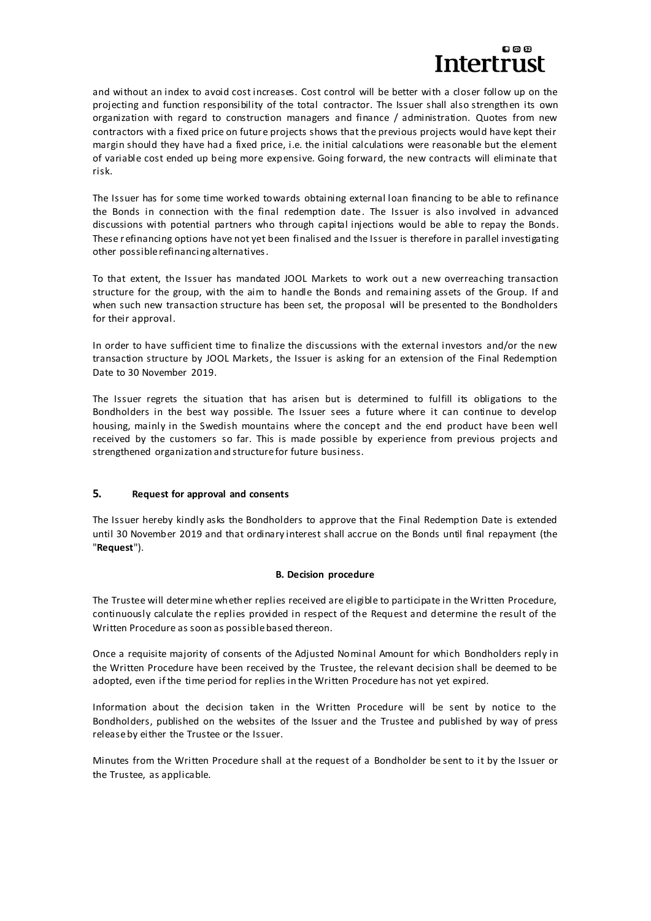and without an index to avoid cost increases. Cost control will be better with a closer follow up on the projecting and function responsibility of the total contractor. The Issuer shall also strengthen its own organization with regard to construction managers and finance / administration. Quotes from new contractors with a fixed price on future projects shows that the previous projects would have kept their margin should they have had a fixed price, i.e. the initial calculations were reasonable but the element of variable cost ended up being more expensive. Going forward, the new contracts will eliminate that risk.

The Issuer has for some time worked towards obtaining external loan financing to be able to refinance the Bonds in connection with the final redemption date. The Issuer is also involved in advanced discussions with potential partners who through capital injections would be able to repay the Bonds. These refinancing options have not yet been finalised and the Issuer is therefore in parallel investigating other possible refinancing alternatives.

To that extent, the Issuer has mandated JOOL Markets to work out a new overreaching transaction structure for the group, with the aim to handle the Bonds and remaining assets of the Group. If and when such new transaction structure has been set, the proposal will be presented to the Bondholders for their approval.

In order to have sufficient time to finalize the discussions with the external investors and/or the new transaction structure by JOOL Markets, the Issuer is asking for an extension of the Final Redemption Date to 30 November 2019.

The Issuer regrets the situation that has arisen but is determined to fulfill its obligations to the Bondholders in the best way possible. The Issuer sees a future where it can continue to develop housing, mainly in the Swedish mountains where the concept and the end product have been well received by the customers so far. This is made possible by experience from previous projects and strengthened organization and structure for future business.

## 5. Request for approval and consents

The Issuer hereby kindly asks the Bondholders to approve that the Final Redemption Date is extended until 30 November 2019 and that ordinary interest shall accrue on the Bonds until final repayment (the "**Request**").

## B. Decision procedure

The Trustee will determine whether replies received are eligible to participate in the Written Procedure, continuously calculate the replies provided in respect of the Request and determine the result of the Written Procedure as soon as possible based thereon.

Once a requisite majority of consents of the Adjusted Nominal Amount for which Bondholders reply in the Written Procedure have been received by the Trustee, the relevant decision shall be deemed to be adopted, even if the time period for replies in the Written Procedure has not yet expired.

Information about the decision taken in the Written Procedure will be sent by notice to the Bondholders, published on the websites of the Issuer and the Trustee and published by way of press release by either the Trustee or the Issuer.

Minutes from the Written Procedure shall at the request of a Bondholder be sent to it by the Issuer or the Trustee, as applicable.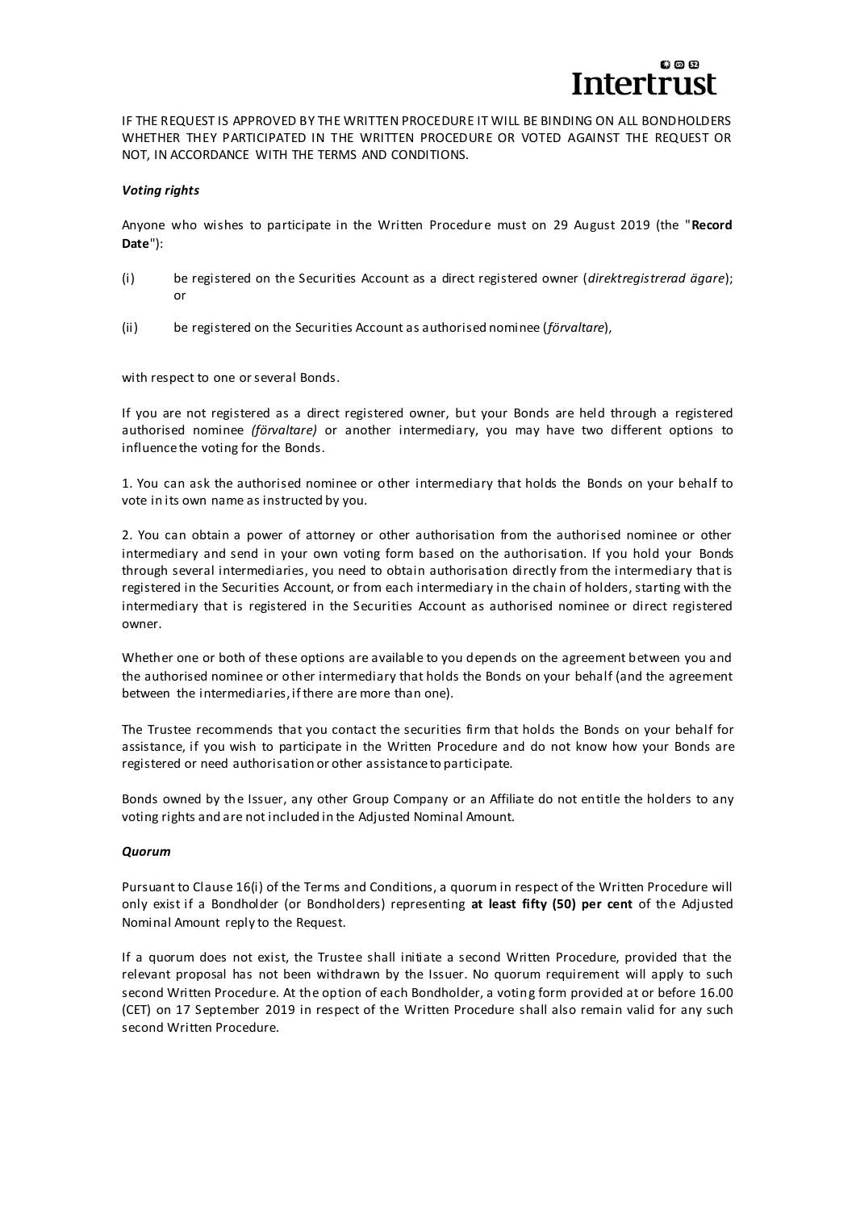IF THE REQUEST IS APPROVED BY THE WRITTEN PROCEDURE IT WILL BE BINDING ON ALL BONDHOLDERS WHETHER THEY PARTICIPATED IN THE WRITTEN PROCEDURE OR VOTED AGAINST THE REQUEST OR NOT, IN ACCORDANCE WITH THE TERMS AND CONDITIONS.

***Voting rights***

Anyone who wishes to participate in the Written Procedure must on 29 August 2019 (the "**Record Date**"):

(i) be registered on the Securities Account as a direct registered owner (*direktregistrerad ägare*); or

(ii) be registered on the Securities Account as authorised nominee (*förvaltare*),

with respect to one or several Bonds.

If you are not registered as a direct registered owner, but your Bonds are held through a registered authorised nominee *(förvaltare)* or another intermediary, you may have two different options to influence the voting for the Bonds.

1. You can ask the authorised nominee or other intermediary that holds the Bonds on your behalf to vote in its own name as instructed by you.

2. You can obtain a power of attorney or other authorisation from the authorised nominee or other intermediary and send in your own voting form based on the authorisation. If you hold your Bonds through several intermediaries, you need to obtain authorisation directly from the intermediary that is registered in the Securities Account, or from each intermediary in the chain of holders, starting with the intermediary that is registered in the Securities Account as authorised nominee or direct registered owner.

Whether one or both of these options are available to you depends on the agreement between you and the authorised nominee or other intermediary that holds the Bonds on your behalf (and the agreement between the intermediaries, if there are more than one).

The Trustee recommends that you contact the securities firm that holds the Bonds on your behalf for assistance, if you wish to participate in the Written Procedure and do not know how your Bonds are registered or need authorisation or other assistance to participate.

Bonds owned by the Issuer, any other Group Company or an Affiliate do not entitle the holders to any voting rights and are not included in the Adjusted Nominal Amount.

***Quorum***

Pursuant to Clause 16(i) of the Terms and Conditions, a quorum in respect of the Written Procedure will only exist if a Bondholder (or Bondholders) representing **at least fifty (50) per cent** of the Adjusted Nominal Amount reply to the Request.

If a quorum does not exist, the Trustee shall initiate a second Written Procedure, provided that the relevant proposal has not been withdrawn by the Issuer. No quorum requirement will apply to such second Written Procedure. At the option of each Bondholder, a voting form provided at or before 16.00 (CET) on 17 September 2019 in respect of the Written Procedure shall also remain valid for any such second Written Procedure.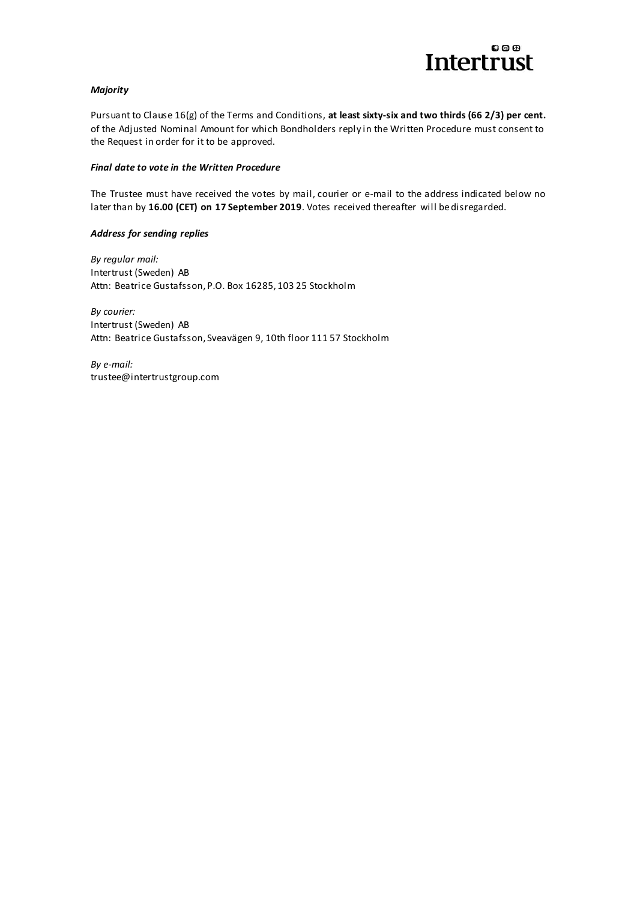***Majority***

Pursuant to Clause 16(g) of the Terms and Conditions, **at least sixty-six and two thirds (66 2/3) per cent.** of the Adjusted Nominal Amount for which Bondholders reply in the Written Procedure must consent to the Request in order for it to be approved.

***Final date to vote in the Written Procedure***

The Trustee must have received the votes by mail, courier or e-mail to the address indicated below no later than by **16.00 (CET) on 17 September 2019**. Votes received thereafter will be disregarded.

***Address for sending replies***

*By regular mail:*
Intertrust (Sweden) AB
Attn: Beatrice Gustafsson, P.O. Box 16285, 103 25 Stockholm

*By courier:*
Intertrust (Sweden) AB
Attn: Beatrice Gustafsson, Sveavägen 9, 10th floor 111 57 Stockholm

*By e-mail:*
trustee@intertrustgroup.com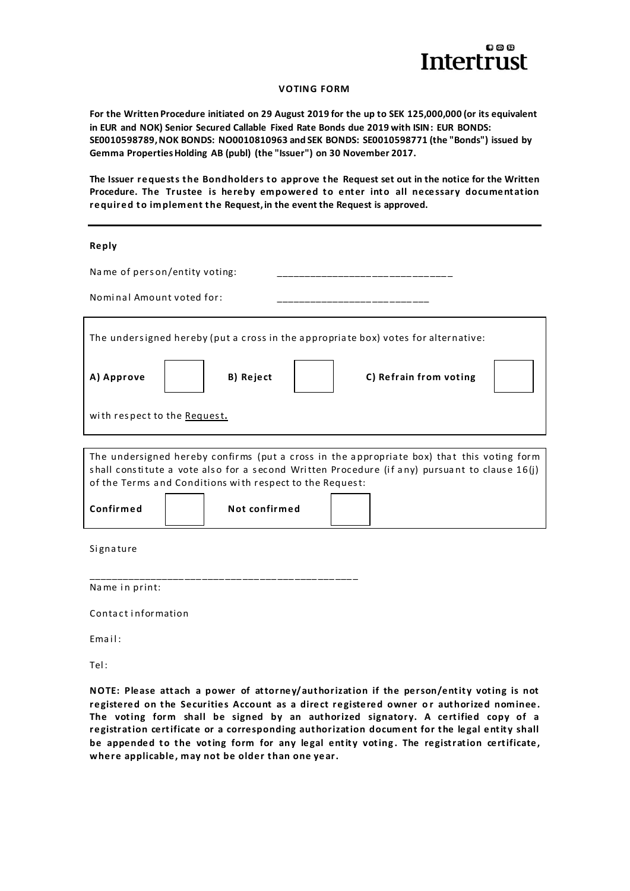**VOTING FORM**

**For the Written Procedure initiated on 29 August 2019 for the up to SEK 125,000,000 (or its equivalent in EUR and NOK) Senior Secured Callable Fixed Rate Bonds due 2019 with ISIN: EUR BONDS: SE0010598789, NOK BONDS: NO0010810963 and SEK BONDS: SE0010598771 (the "Bonds") issued by Gemma Properties Holding AB (publ) (the "Issuer") on 30 November 2017.**

**The Issuer requests the Bondholders to approve the Request set out in the notice for the Written Procedure. The Trustee is hereby empowered to enter into all necessary documentation required to implement the Request, in the event the Request is approved.**

---

**Reply**

Name of person/entity voting: ______________________________

Nominal Amount voted for: ___________________________

The undersigned hereby (put a cross in the appropriate box) votes for alternative:

**A) Approve** ☐ **B) Reject** ☐ **C) Refrain from voting** ☐

with respect to the Request.

The undersigned hereby confirms (put a cross in the appropriate box) that this voting form shall constitute a vote also for a second Written Procedure (if any) pursuant to clause 16(j) of the Terms and Conditions with respect to the Request:

**Confirmed** ☐ **Not confirmed** ☐

Signature

_______________________________________________

Name in print:

Contact information

Email:

Tel:

**NOTE: Please attach a power of attorney/authorization if the person/entity voting is not registered on the Securities Account as a direct registered owner or authorized nominee. The voting form shall be signed by an authorized signatory. A certified copy of a registration certificate or a corresponding authorization document for the legal entity shall be appended to the voting form for any legal entity voting. The registration certificate, where applicable, may not be older than one year.**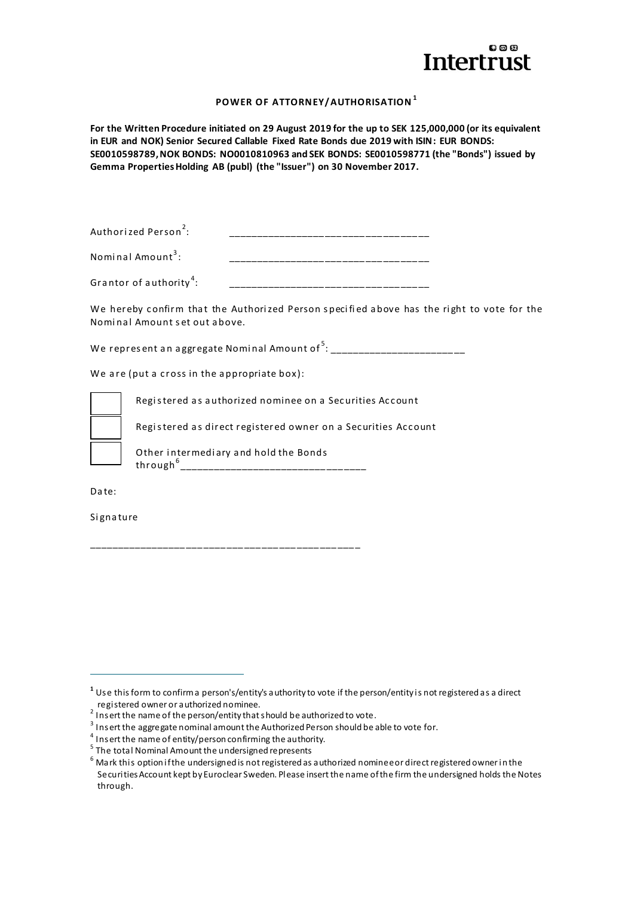Intertrust

## POWER OF ATTORNEY/AUTHORISATION[1]

**For the Written Procedure initiated on 29 August 2019 for the up to SEK 125,000,000 (or its equivalent in EUR and NOK) Senior Secured Callable Fixed Rate Bonds due 2019 with ISIN: EUR BONDS: SE0010598789, NOK BONDS: NO0010810963 and SEK BONDS: SE0010598771 (the "Bonds") issued by Gemma Properties Holding AB (publ) (the "Issuer") on 30 November 2017.**

Authorized Person[2]: ___________________________________

Nominal Amount[3]: ___________________________________

Grantor of authority[4]: ___________________________________

We hereby confirm that the Authorized Person specified above has the right to vote for the Nominal Amount set out above.

We represent an aggregate Nominal Amount of[5]: ________________________

We are (put a cross in the appropriate box):

- [ ] Registered as authorized nominee on a Securities Account
- [ ] Registered as direct registered owner on a Securities Account
- [ ] Other intermediary and hold the Bonds through[6]________________________________

Date:

Signature

_______________________________________________

---

[1] Use this form to confirm a person's/entity's authority to vote if the person/entity is not registered as a direct registered owner or authorized nominee.

[2] Insert the name of the person/entity that should be authorized to vote.

[3] Insert the aggregate nominal amount the Authorized Person should be able to vote for.

[4] Insert the name of entity/person confirming the authority.

[5] The total Nominal Amount the undersigned represents

[6] Mark this option if the undersigned is not registered as authorized nominee or direct registered owner in the Securities Account kept by Euroclear Sweden. Please insert the name of the firm the undersigned holds the Notes through.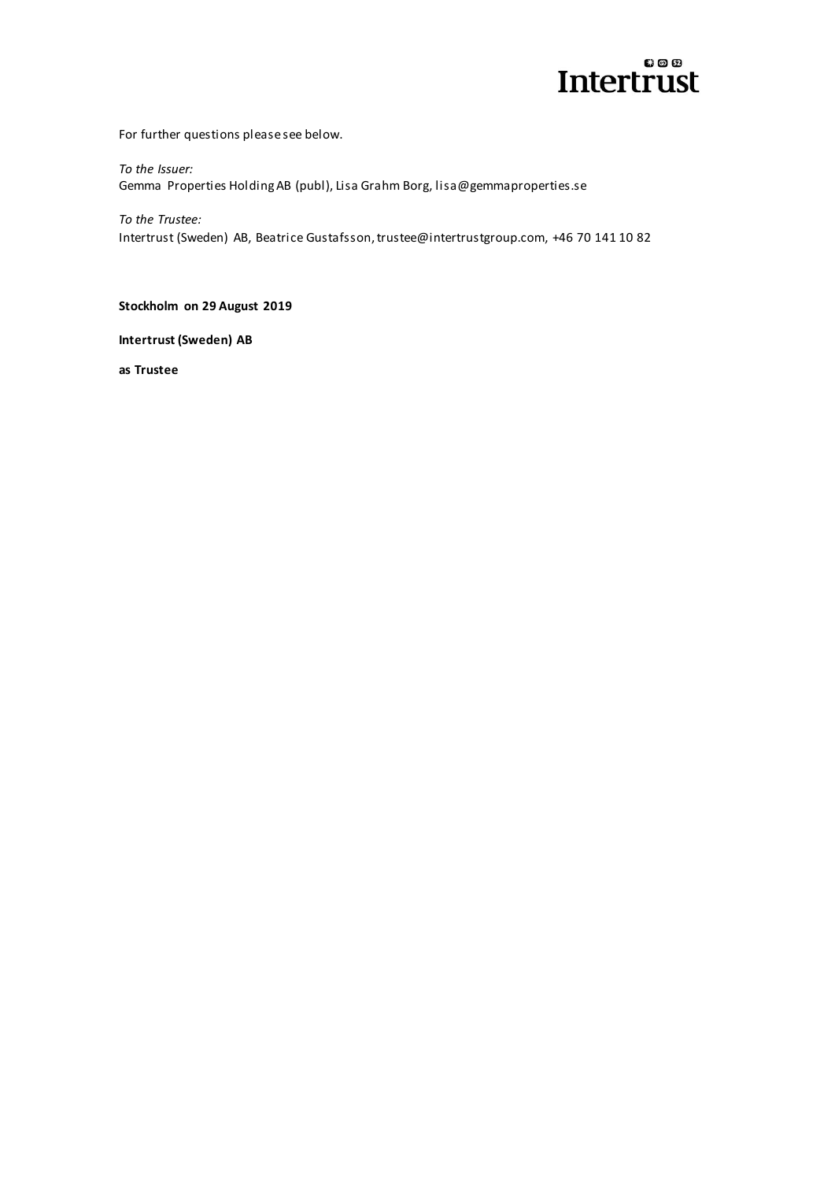For further questions please see below.

*To the Issuer:*
Gemma Properties Holding AB (publ), Lisa Grahm Borg, lisa@gemmaproperties.se

*To the Trustee:*
Intertrust (Sweden) AB, Beatrice Gustafsson, trustee@intertrustgroup.com, +46 70 141 10 82

**Stockholm on 29 August 2019**

**Intertrust (Sweden) AB**

**as Trustee**